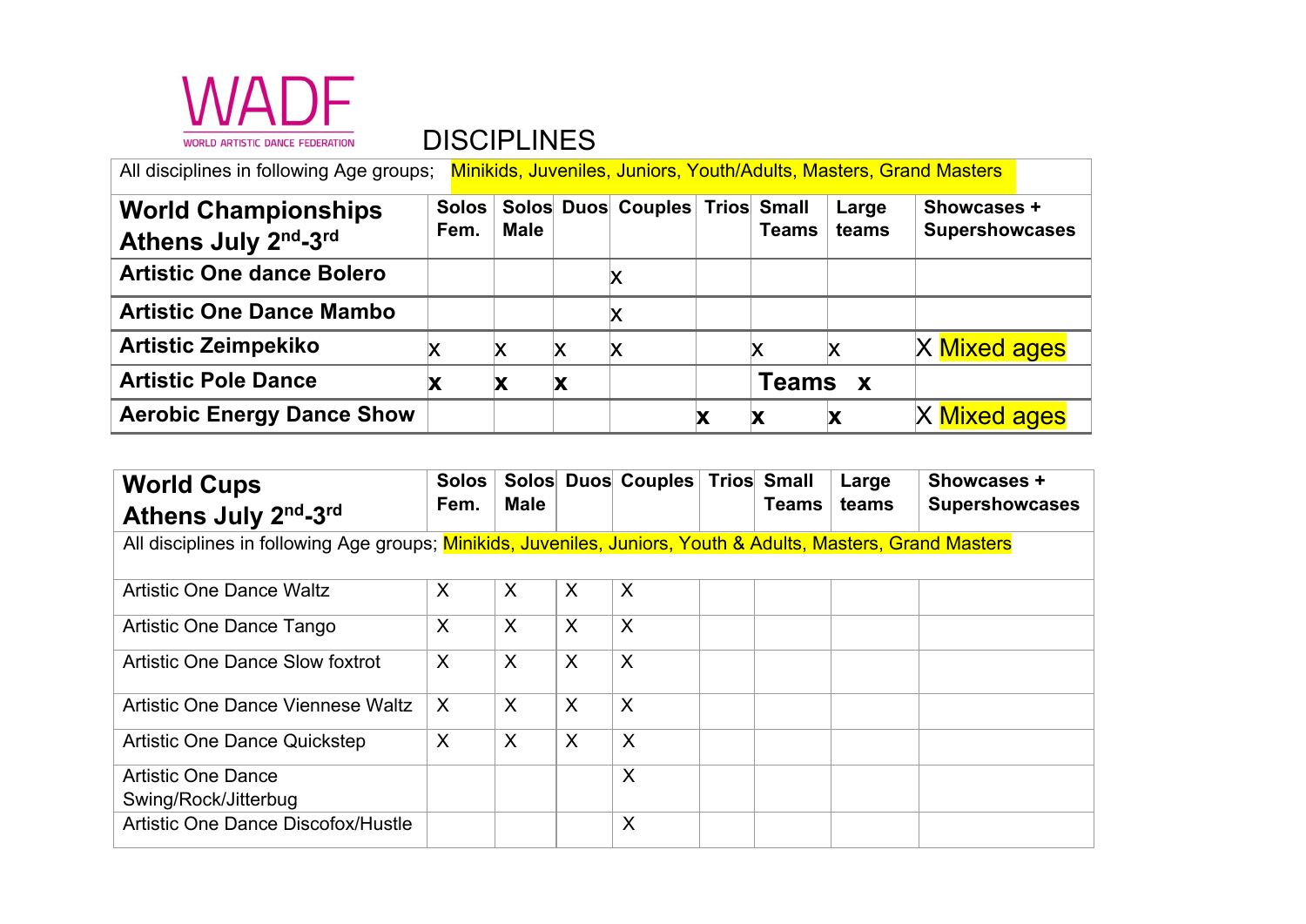WADF

WORLD ARTISTIC DANCE FEDERATION

# DISCIPLINES

All disciplines in following Age groups; Minikids, Juveniles, Juniors, Youth/Adults, Masters, Grand Masters

| **World Championships Athens July 2nd-3rd** | **Solos Fem.** | **Solos Male** | **Duos** | **Couples** | **Trios** | **Small Teams** | **Large teams** | **Showcases + Supershowcases** |
|---|---|---|---|---|---|---|---|---|
| **Artistic One dance Bolero** | | | | x | | | | |
| **Artistic One Dance Mambo** | | | | x | | | | |
| **Artistic Zeimpekiko** | x | x | x | x | | x | x | X Mixed ages |
| **Artistic Pole Dance** | **x** | **x** | **x** | | | **Teams x** | | |
| **Aerobic Energy Dance Show** | | | | | **x** | **x** | **x** | X Mixed ages |

| **World Cups Athens July 2nd-3rd** | **Solos Fem.** | **Solos Male** | **Duos** | **Couples** | **Trios** | **Small Teams** | **Large teams** | **Showcases + Supershowcases** |
|---|---|---|---|---|---|---|---|---|
| All disciplines in following Age groups; Minikids, Juveniles, Juniors, Youth & Adults, Masters, Grand Masters | | | | | | | | |
| Artistic One Dance Waltz | X | X | X | X | | | | |
| Artistic One Dance Tango | X | X | X | X | | | | |
| Artistic One Dance Slow foxtrot | X | X | X | X | | | | |
| Artistic One Dance Viennese Waltz | X | X | X | X | | | | |
| Artistic One Dance Quickstep | X | X | X | X | | | | |
| Artistic One Dance Swing/Rock/Jitterbug | | | | X | | | | |
| Artistic One Dance Discofox/Hustle | | | | X | | | | |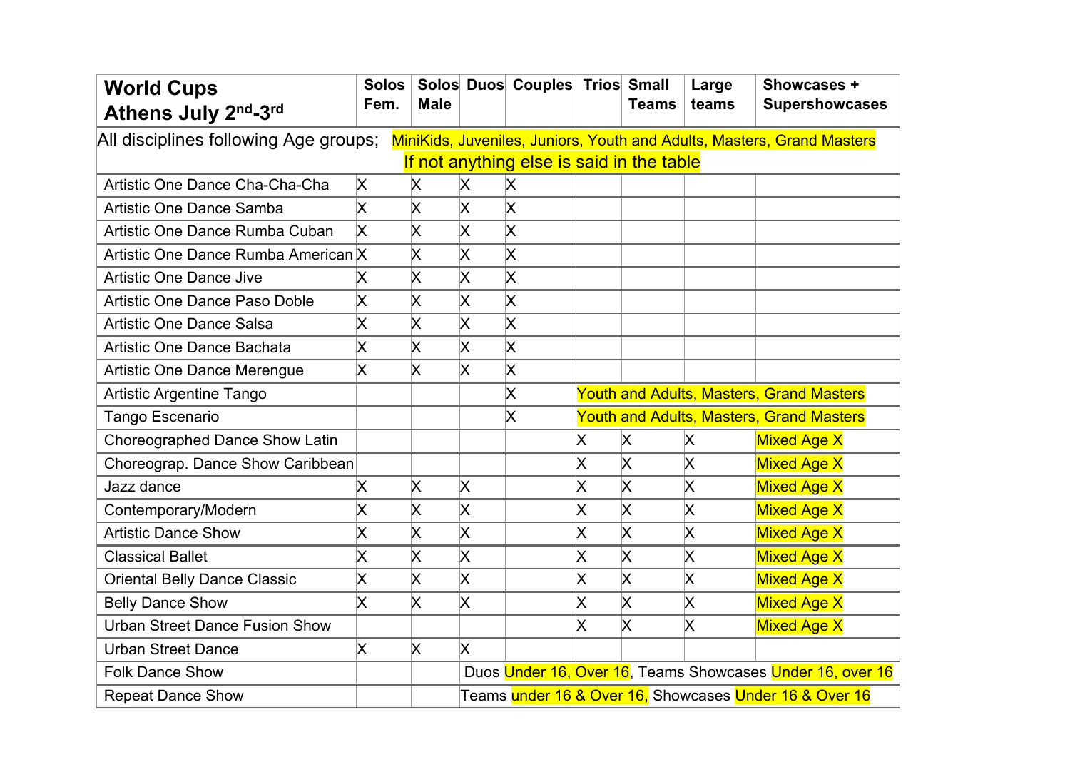| World Cups Athens July 2nd-3rd | Solos Fem. | Solos Male | Duos | Couples | Trios | Small Teams | Large teams | Showcases + Supershowcases |
|---|---|---|---|---|---|---|---|---|
| All disciplines following Age groups; MiniKids, Juveniles, Juniors, Youth and Adults, Masters, Grand Masters If not anything else is said in the table | | | | | | | | |
| Artistic One Dance Cha-Cha-Cha | X | X | X | X | | | | |
| Artistic One Dance Samba | X | X | X | X | | | | |
| Artistic One Dance Rumba Cuban | X | X | X | X | | | | |
| Artistic One Dance Rumba American | X | X | X | X | | | | |
| Artistic One Dance Jive | X | X | X | X | | | | |
| Artistic One Dance Paso Doble | X | X | X | X | | | | |
| Artistic One Dance Salsa | X | X | X | X | | | | |
| Artistic One Dance Bachata | X | X | X | X | | | | |
| Artistic One Dance Merengue | X | X | X | X | | | | |
| Artistic Argentine Tango | | | | X | Youth and Adults, Masters, Grand Masters | | | |
| Tango Escenario | | | | X | Youth and Adults, Masters, Grand Masters | | | |
| Choreographed Dance Show Latin | | | | | X | X | X | Mixed Age X |
| Choreograp. Dance Show Caribbean | | | | | X | X | X | Mixed Age X |
| Jazz dance | X | X | X | | X | X | X | Mixed Age X |
| Contemporary/Modern | X | X | X | | X | X | X | Mixed Age X |
| Artistic Dance Show | X | X | X | | X | X | X | Mixed Age X |
| Classical Ballet | X | X | X | | X | X | X | Mixed Age X |
| Oriental Belly Dance Classic | X | X | X | | X | X | X | Mixed Age X |
| Belly Dance Show | X | X | X | | X | X | X | Mixed Age X |
| Urban Street Dance Fusion Show | | | | | X | X | X | Mixed Age X |
| Urban Street Dance | X | X | X | | | | | |
| Folk Dance Show | | | Duos Under 16, Over 16, Teams Showcases Under 16, over 16 | | | | | |
| Repeat Dance Show | | | Teams under 16 & Over 16, Showcases Under 16 & Over 16 | | | | | |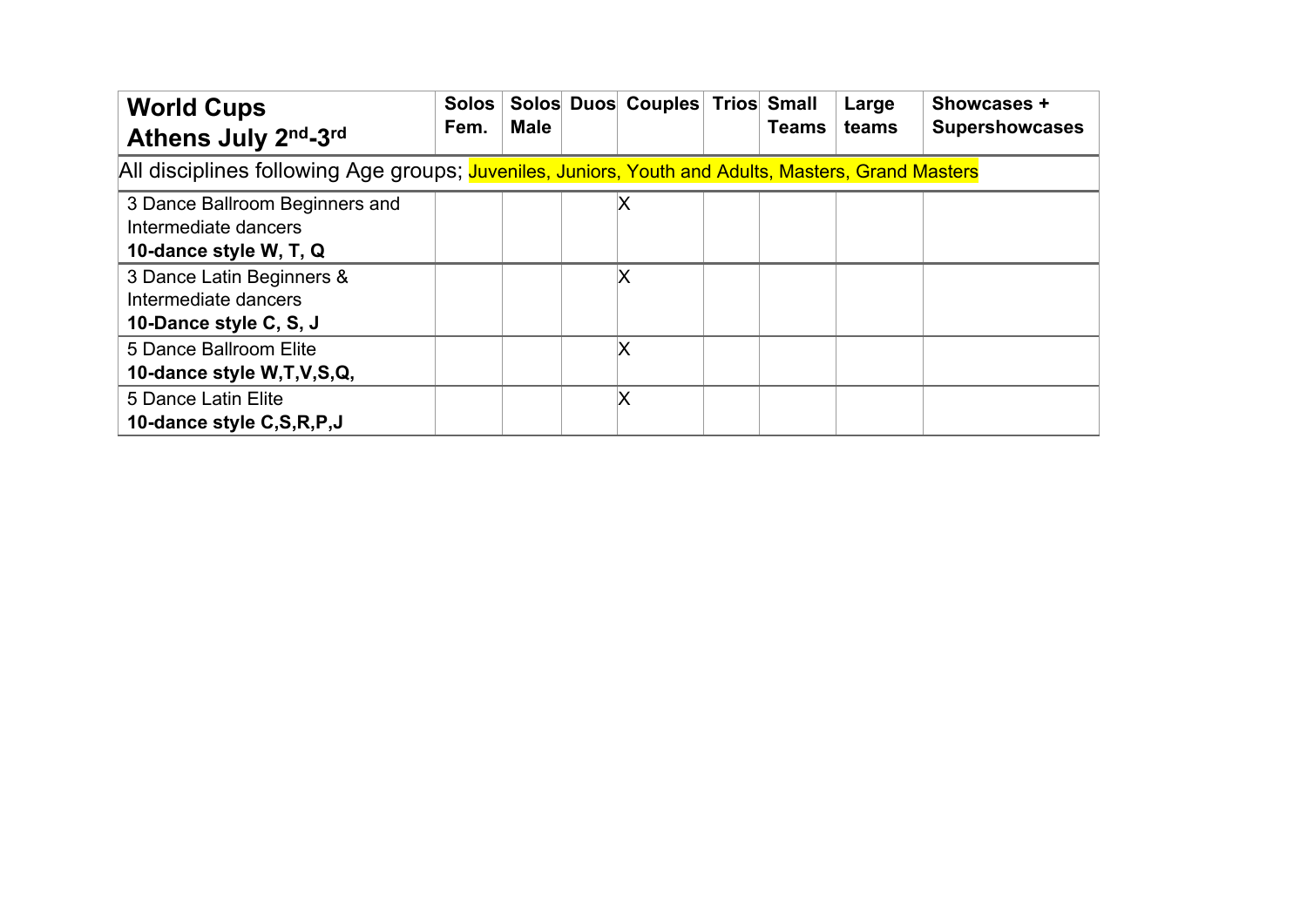| **World Cups Athens July 2nd-3rd** | **Solos Fem.** | **Solos Male** | **Duos** | **Couples** | **Trios** | **Small Teams** | **Large teams** | **Showcases + Supershowcases** |
|---|---|---|---|---|---|---|---|---|
| All disciplines following Age groups; Juveniles, Juniors, Youth and Adults, Masters, Grand Masters | | | | | | | | |
| 3 Dance Ballroom Beginners and Intermediate dancers **10-dance style W, T, Q** | | | | X | | | | |
| 3 Dance Latin Beginners & Intermediate dancers **10-Dance style C, S, J** | | | | X | | | | |
| 5 Dance Ballroom Elite **10-dance style W,T,V,S,Q,** | | | | X | | | | |
| 5 Dance Latin Elite **10-dance style C,S,R,P,J** | | | | X | | | | |